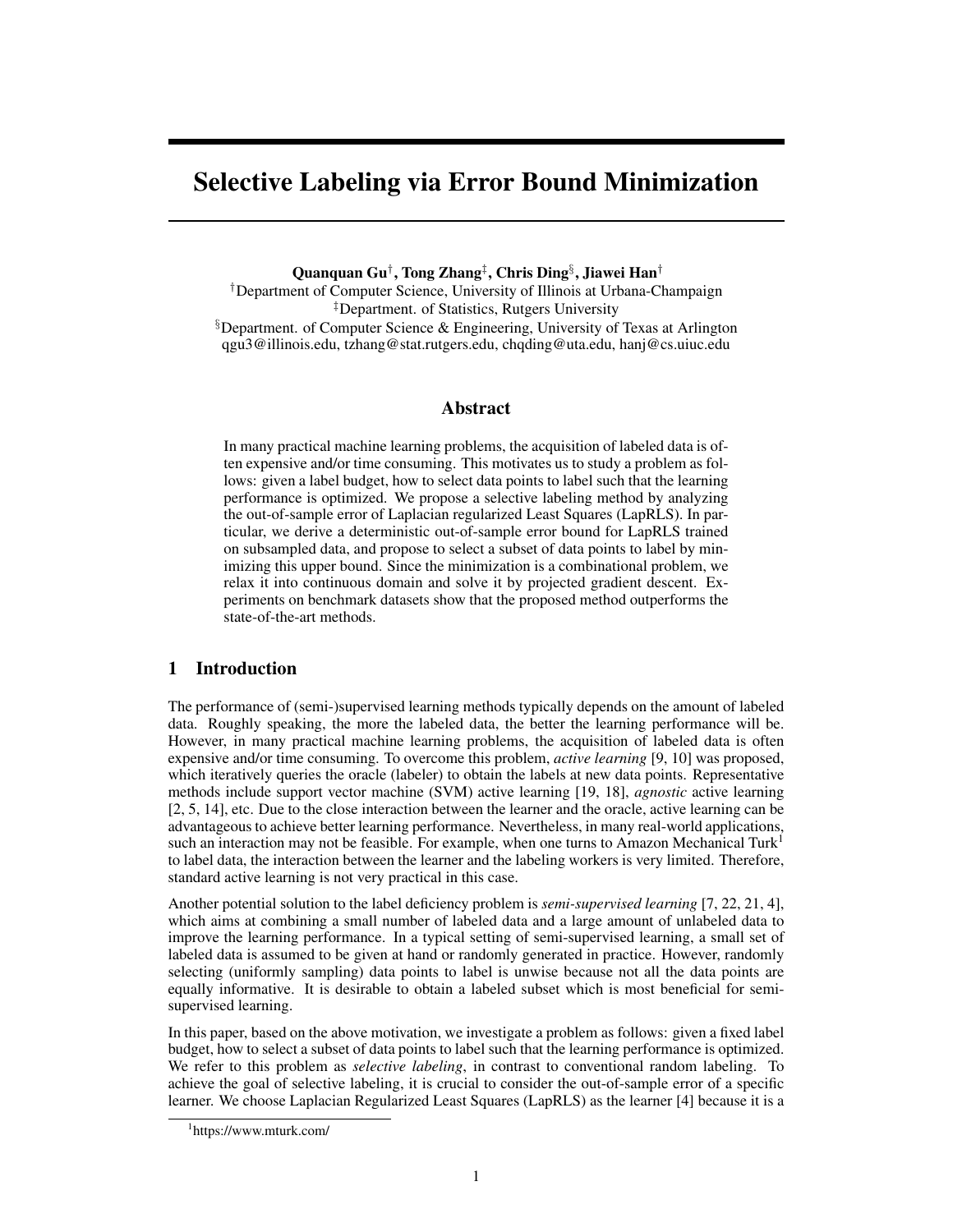# Selective Labeling via Error Bound Minimization

**Quanquan Gu[†], Tong Zhang[‡], Chris Ding[§], Jiawei Han[†]**

[†]Department of Computer Science, University of Illinois at Urbana-Champaign
[‡]Department. of Statistics, Rutgers University
[§]Department. of Computer Science & Engineering, University of Texas at Arlington
qgu3@illinois.edu, tzhang@stat.rutgers.edu, chqding@uta.edu, hanj@cs.uiuc.edu

## Abstract

In many practical machine learning problems, the acquisition of labeled data is often expensive and/or time consuming. This motivates us to study a problem as follows: given a label budget, how to select data points to label such that the learning performance is optimized. We propose a selective labeling method by analyzing the out-of-sample error of Laplacian regularized Least Squares (LapRLS). In particular, we derive a deterministic out-of-sample error bound for LapRLS trained on subsampled data, and propose to select a subset of data points to label by minimizing this upper bound. Since the minimization is a combinational problem, we relax it into continuous domain and solve it by projected gradient descent. Experiments on benchmark datasets show that the proposed method outperforms the state-of-the-art methods.

## 1 Introduction

The performance of (semi-)supervised learning methods typically depends on the amount of labeled data. Roughly speaking, the more the labeled data, the better the learning performance will be. However, in many practical machine learning problems, the acquisition of labeled data is often expensive and/or time consuming. To overcome this problem, *active learning* [9, 10] was proposed, which iteratively queries the oracle (labeler) to obtain the labels at new data points. Representative methods include support vector machine (SVM) active learning [19, 18], *agnostic* active learning [2, 5, 14], etc. Due to the close interaction between the learner and the oracle, active learning can be advantageous to achieve better learning performance. Nevertheless, in many real-world applications, such an interaction may not be feasible. For example, when one turns to Amazon Mechanical Turk[1] to label data, the interaction between the learner and the labeling workers is very limited. Therefore, standard active learning is not very practical in this case.

Another potential solution to the label deficiency problem is *semi-supervised learning* [7, 22, 21, 4], which aims at combining a small number of labeled data and a large amount of unlabeled data to improve the learning performance. In a typical setting of semi-supervised learning, a small set of labeled data is assumed to be given at hand or randomly generated in practice. However, randomly selecting (uniformly sampling) data points to label is unwise because not all the data points are equally informative. It is desirable to obtain a labeled subset which is most beneficial for semi-supervised learning.

In this paper, based on the above motivation, we investigate a problem as follows: given a fixed label budget, how to select a subset of data points to label such that the learning performance is optimized. We refer to this problem as *selective labeling*, in contrast to conventional random labeling. To achieve the goal of selective labeling, it is crucial to consider the out-of-sample error of a specific learner. We choose Laplacian Regularized Least Squares (LapRLS) as the learner [4] because it is a

[1]https://www.mturk.com/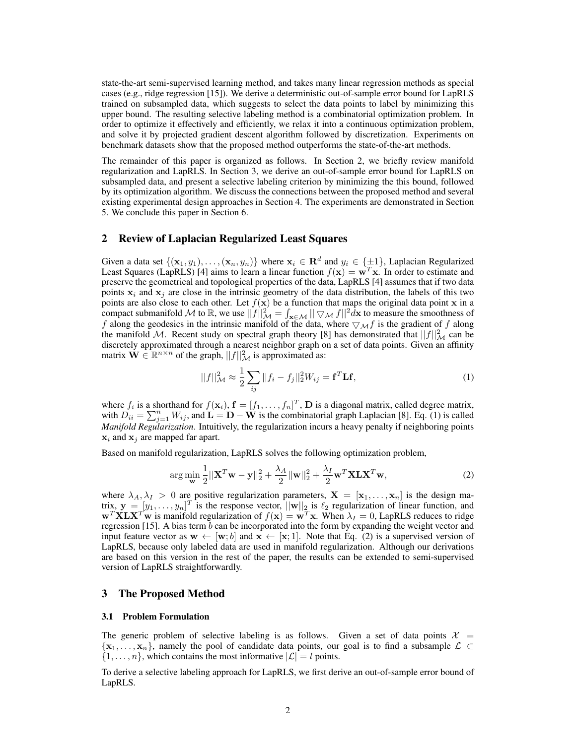state-the-art semi-supervised learning method, and takes many linear regression methods as special cases (e.g., ridge regression [15]). We derive a deterministic out-of-sample error bound for LapRLS trained on subsampled data, which suggests to select the data points to label by minimizing this upper bound. The resulting selective labeling method is a combinatorial optimization problem. In order to optimize it effectively and efficiently, we relax it into a continuous optimization problem, and solve it by projected gradient descent algorithm followed by discretization. Experiments on benchmark datasets show that the proposed method outperforms the state-of-the-art methods.

The remainder of this paper is organized as follows. In Section 2, we briefly review manifold regularization and LapRLS. In Section 3, we derive an out-of-sample error bound for LapRLS on subsampled data, and present a selective labeling criterion by minimizing the this bound, followed by its optimization algorithm. We discuss the connections between the proposed method and several existing experimental design approaches in Section 4. The experiments are demonstrated in Section 5. We conclude this paper in Section 6.

## 2 Review of Laplacian Regularized Least Squares

Given a data set $\{(\mathbf{x}_1, y_1), \ldots, (\mathbf{x}_n, y_n)\}$ where $\mathbf{x}_i \in \mathbf{R}^d$ and $y_i \in \{\pm 1\}$, Laplacian Regularized Least Squares (LapRLS) [4] aims to learn a linear function $f(\mathbf{x}) = \mathbf{w}^T\mathbf{x}$. In order to estimate and preserve the geometrical and topological properties of the data, LapRLS [4] assumes that if two data points $\mathbf{x}_i$ and $\mathbf{x}_j$ are close in the intrinsic geometry of the data distribution, the labels of this two points are also close to each other. Let $f(\mathbf{x})$ be a function that maps the original data point $\mathbf{x}$ in a compact submanifold $\mathcal{M}$ to $\mathbb{R}$, we use $||f||^2_{\mathcal{M}} = \int_{\mathbf{x}\in\mathcal{M}} ||\bigtriangledown_{\mathcal{M}} f||^2 d\mathbf{x}$ to measure the smoothness of $f$ along the geodesics in the intrinsic manifold of the data, where $\bigtriangledown_{\mathcal{M}} f$ is the gradient of $f$ along the manifold $\mathcal{M}$. Recent study on spectral graph theory [8] has demonstrated that $||f||^2_{\mathcal{M}}$ can be discretely approximated through a nearest neighbor graph on a set of data points. Given an affinity matrix $\mathbf{W} \in \mathbb{R}^{n\times n}$ of the graph, $||f||^2_{\mathcal{M}}$ is approximated as:

$$||f||^2_{\mathcal{M}} \approx \frac{1}{2}\sum_{ij} ||f_i - f_j||^2_2 W_{ij} = \mathbf{f}^T\mathbf{L}\mathbf{f}, \tag{1}$$

where $f_i$ is a shorthand for $f(\mathbf{x}_i)$, $\mathbf{f} = [f_1, \ldots, f_n]^T$, $\mathbf{D}$ is a diagonal matrix, called degree matrix, with $D_{ii} = \sum_{j=1}^n W_{ij}$, and $\mathbf{L} = \mathbf{D} - \mathbf{W}$ is the combinatorial graph Laplacian [8]. Eq. (1) is called *Manifold Regularization*. Intuitively, the regularization incurs a heavy penalty if neighboring points $\mathbf{x}_i$ and $\mathbf{x}_j$ are mapped far apart.

Based on manifold regularization, LapRLS solves the following optimization problem,

$$\arg\min_{\mathbf{w}} \frac{1}{2}||\mathbf{X}^T\mathbf{w} - \mathbf{y}||^2_2 + \frac{\lambda_A}{2}||\mathbf{w}||^2_2 + \frac{\lambda_I}{2}\mathbf{w}^T\mathbf{X}\mathbf{L}\mathbf{X}^T\mathbf{w}, \tag{2}$$

where $\lambda_A, \lambda_I > 0$ are positive regularization parameters, $\mathbf{X} = [\mathbf{x}_1, \ldots, \mathbf{x}_n]$ is the design matrix, $\mathbf{y} = [y_1, \ldots, y_n]^T$ is the response vector, $||\mathbf{w}||_2$ is $\ell_2$ regularization of linear function, and $\mathbf{w}^T\mathbf{X}\mathbf{L}\mathbf{X}^T\mathbf{w}$ is manifold regularization of $f(\mathbf{x}) = \mathbf{w}^T\mathbf{x}$. When $\lambda_I = 0$, LapRLS reduces to ridge regression [15]. A bias term $b$ can be incorporated into the form by expanding the weight vector and input feature vector as $\mathbf{w} \leftarrow [\mathbf{w}; b]$ and $\mathbf{x} \leftarrow [\mathbf{x}; 1]$. Note that Eq. (2) is a supervised version of LapRLS, because only labeled data are used in manifold regularization. Although our derivations are based on this version in the rest of the paper, the results can be extended to semi-supervised version of LapRLS straightforwardly.

## 3 The Proposed Method

### 3.1 Problem Formulation

The generic problem of selective labeling is as follows. Given a set of data points $\mathcal{X} = \{\mathbf{x}_1, \ldots, \mathbf{x}_n\}$, namely the pool of candidate data points, our goal is to find a subsample $\mathcal{L} \subset \{1, \ldots, n\}$, which contains the most informative $|\mathcal{L}| = l$ points.

To derive a selective labeling approach for LapRLS, we first derive an out-of-sample error bound of LapRLS.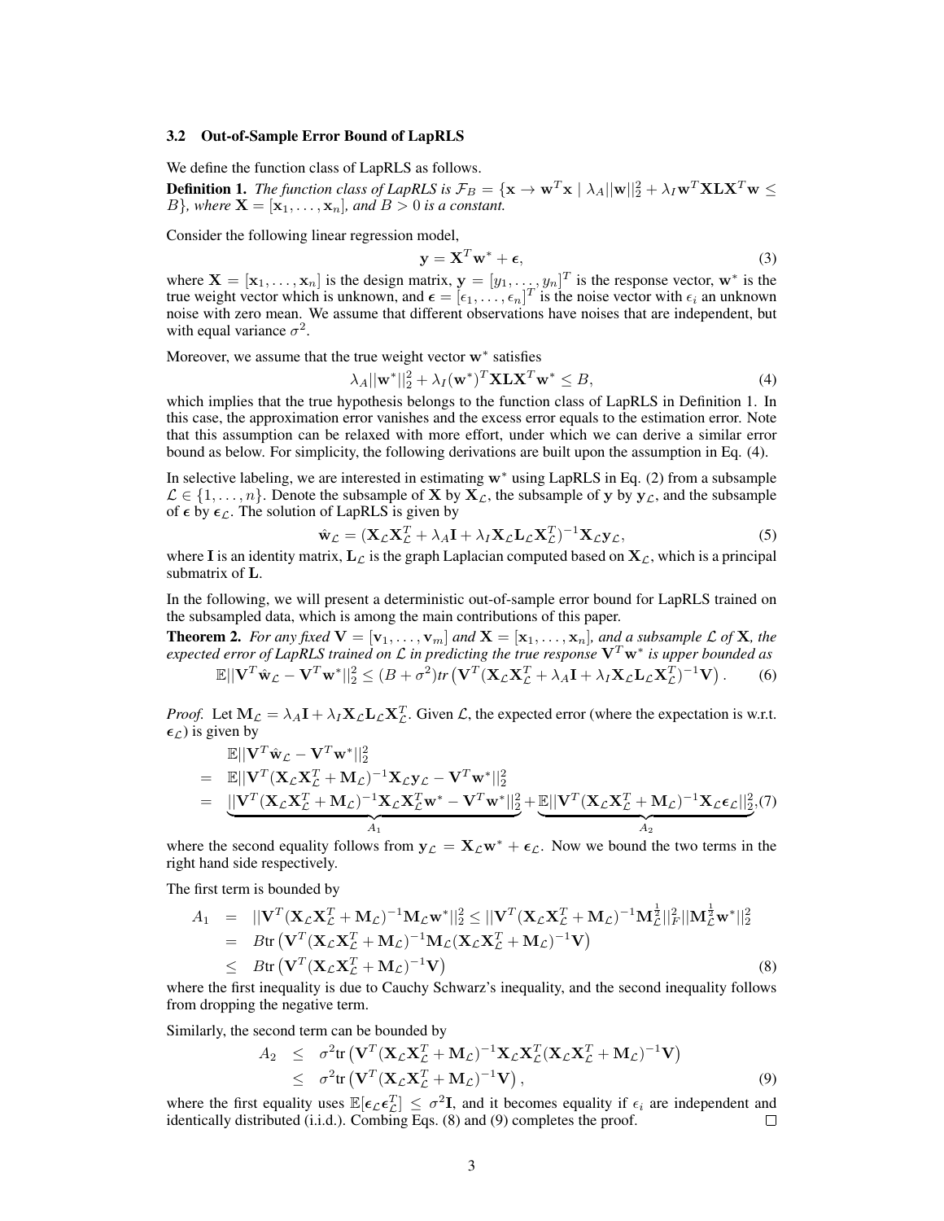### 3.2 Out-of-Sample Error Bound of LapRLS

We define the function class of LapRLS as follows.

**Definition 1.** *The function class of LapRLS is* $\mathcal{F}_B = \{\mathbf{x} \to \mathbf{w}^T\mathbf{x} \mid \lambda_A||\mathbf{w}||_2^2 + \lambda_I \mathbf{w}^T\mathbf{X}\mathbf{L}\mathbf{X}^T\mathbf{w} \leq B\}$*, where* $\mathbf{X} = [\mathbf{x}_1, \ldots, \mathbf{x}_n]$*, and* $B > 0$ *is a constant.*

Consider the following linear regression model,

$$\mathbf{y} = \mathbf{X}^T\mathbf{w}^* + \boldsymbol{\epsilon}, \tag{3}$$

where $\mathbf{X} = [\mathbf{x}_1, \ldots, \mathbf{x}_n]$ is the design matrix, $\mathbf{y} = [y_1, \ldots, y_n]^T$ is the response vector, $\mathbf{w}^*$ is the true weight vector which is unknown, and $\boldsymbol{\epsilon} = [\epsilon_1, \ldots, \epsilon_n]^T$ is the noise vector with $\epsilon_i$ an unknown noise with zero mean. We assume that different observations have noises that are independent, but with equal variance $\sigma^2$.

Moreover, we assume that the true weight vector $\mathbf{w}^*$ satisfies

$$\lambda_A||\mathbf{w}^*||_2^2 + \lambda_I(\mathbf{w}^*)^T\mathbf{X}\mathbf{L}\mathbf{X}^T\mathbf{w}^* \leq B, \tag{4}$$

which implies that the true hypothesis belongs to the function class of LapRLS in Definition 1. In this case, the approximation error vanishes and the excess error equals to the estimation error. Note that this assumption can be relaxed with more effort, under which we can derive a similar error bound as below. For simplicity, the following derivations are built upon the assumption in Eq. (4).

In selective labeling, we are interested in estimating $\mathbf{w}^*$ using LapRLS in Eq. (2) from a subsample $\mathcal{L} \in \{1, \ldots, n\}$. Denote the subsample of $\mathbf{X}$ by $\mathbf{X}_\mathcal{L}$, the subsample of $\mathbf{y}$ by $\mathbf{y}_\mathcal{L}$, and the subsample of $\boldsymbol{\epsilon}$ by $\boldsymbol{\epsilon}_\mathcal{L}$. The solution of LapRLS is given by

$$\hat{\mathbf{w}}_\mathcal{L} = (\mathbf{X}_\mathcal{L}\mathbf{X}_\mathcal{L}^T + \lambda_A\mathbf{I} + \lambda_I\mathbf{X}_\mathcal{L}\mathbf{L}_\mathcal{L}\mathbf{X}_\mathcal{L}^T)^{-1}\mathbf{X}_\mathcal{L}\mathbf{y}_\mathcal{L}, \tag{5}$$

where $\mathbf{I}$ is an identity matrix, $\mathbf{L}_\mathcal{L}$ is the graph Laplacian computed based on $\mathbf{X}_\mathcal{L}$, which is a principal submatrix of $\mathbf{L}$.

In the following, we will present a deterministic out-of-sample error bound for LapRLS trained on the subsampled data, which is among the main contributions of this paper.

**Theorem 2.** *For any fixed* $\mathbf{V} = [\mathbf{v}_1, \ldots, \mathbf{v}_m]$ *and* $\mathbf{X} = [\mathbf{x}_1, \ldots, \mathbf{x}_n]$*, and a subsample* $\mathcal{L}$ *of* $\mathbf{X}$*, the expected error of LapRLS trained on* $\mathcal{L}$ *in predicting the true response* $\mathbf{V}^T\mathbf{w}^*$ *is upper bounded as*

$$\mathbb{E}||\mathbf{V}^T\hat{\mathbf{w}}_\mathcal{L} - \mathbf{V}^T\mathbf{w}^*||_2^2 \leq (B + \sigma^2)tr\left(\mathbf{V}^T(\mathbf{X}_\mathcal{L}\mathbf{X}_\mathcal{L}^T + \lambda_A\mathbf{I} + \lambda_I\mathbf{X}_\mathcal{L}\mathbf{L}_\mathcal{L}\mathbf{X}_\mathcal{L}^T)^{-1}\mathbf{V}\right). \tag{6}$$

*Proof.* Let $\mathbf{M}_\mathcal{L} = \lambda_A\mathbf{I} + \lambda_I\mathbf{X}_\mathcal{L}\mathbf{L}_\mathcal{L}\mathbf{X}_\mathcal{L}^T$. Given $\mathcal{L}$, the expected error (where the expectation is w.r.t. $\boldsymbol{\epsilon}_\mathcal{L}$) is given by

$$\begin{aligned}
& \mathbb{E}||\mathbf{V}^T\hat{\mathbf{w}}_\mathcal{L} - \mathbf{V}^T\mathbf{w}^*||_2^2 \\
= \; & \mathbb{E}||\mathbf{V}^T(\mathbf{X}_\mathcal{L}\mathbf{X}_\mathcal{L}^T + \mathbf{M}_\mathcal{L})^{-1}\mathbf{X}_\mathcal{L}\mathbf{y}_\mathcal{L} - \mathbf{V}^T\mathbf{w}^*||_2^2 \\
= \; & \underbrace{||\mathbf{V}^T(\mathbf{X}_\mathcal{L}\mathbf{X}_\mathcal{L}^T + \mathbf{M}_\mathcal{L})^{-1}\mathbf{X}_\mathcal{L}\mathbf{X}_\mathcal{L}^T\mathbf{w}^* - \mathbf{V}^T\mathbf{w}^*||_2^2}_{A_1} + \underbrace{\mathbb{E}||\mathbf{V}^T(\mathbf{X}_\mathcal{L}\mathbf{X}_\mathcal{L}^T + \mathbf{M}_\mathcal{L})^{-1}\mathbf{X}_\mathcal{L}\boldsymbol{\epsilon}_\mathcal{L}||_2^2}_{A_2},
\end{aligned} \tag{7}$$

where the second equality follows from $\mathbf{y}_\mathcal{L} = \mathbf{X}_\mathcal{L}\mathbf{w}^* + \boldsymbol{\epsilon}_\mathcal{L}$. Now we bound the two terms in the right hand side respectively.

The first term is bounded by

$$\begin{aligned}
A_1 &= ||\mathbf{V}^T(\mathbf{X}_\mathcal{L}\mathbf{X}_\mathcal{L}^T + \mathbf{M}_\mathcal{L})^{-1}\mathbf{M}_\mathcal{L}\mathbf{w}^*||_2^2 \leq ||\mathbf{V}^T(\mathbf{X}_\mathcal{L}\mathbf{X}_\mathcal{L}^T + \mathbf{M}_\mathcal{L})^{-1}\mathbf{M}_\mathcal{L}^{\frac{1}{2}}||_F^2||\mathbf{M}_\mathcal{L}^{\frac{1}{2}}\mathbf{w}^*||_2^2 \\
&= B\text{tr}\left(\mathbf{V}^T(\mathbf{X}_\mathcal{L}\mathbf{X}_\mathcal{L}^T + \mathbf{M}_\mathcal{L})^{-1}\mathbf{M}_\mathcal{L}(\mathbf{X}_\mathcal{L}\mathbf{X}_\mathcal{L}^T + \mathbf{M}_\mathcal{L})^{-1}\mathbf{V}\right) \\
&\leq B\text{tr}\left(\mathbf{V}^T(\mathbf{X}_\mathcal{L}\mathbf{X}_\mathcal{L}^T + \mathbf{M}_\mathcal{L})^{-1}\mathbf{V}\right)
\end{aligned} \tag{8}$$

where the first inequality is due to Cauchy Schwarz's inequality, and the second inequality follows from dropping the negative term.

Similarly, the second term can be bounded by

$$\begin{aligned}
A_2 &\leq \sigma^2\text{tr}\left(\mathbf{V}^T(\mathbf{X}_\mathcal{L}\mathbf{X}_\mathcal{L}^T + \mathbf{M}_\mathcal{L})^{-1}\mathbf{X}_\mathcal{L}\mathbf{X}_\mathcal{L}^T(\mathbf{X}_\mathcal{L}\mathbf{X}_\mathcal{L}^T + \mathbf{M}_\mathcal{L})^{-1}\mathbf{V}\right) \\
&\leq \sigma^2\text{tr}\left(\mathbf{V}^T(\mathbf{X}_\mathcal{L}\mathbf{X}_\mathcal{L}^T + \mathbf{M}_\mathcal{L})^{-1}\mathbf{V}\right),
\end{aligned} \tag{9}$$

where the first equality uses $\mathbb{E}[\boldsymbol{\epsilon}_\mathcal{L}\boldsymbol{\epsilon}_\mathcal{L}^T] \leq \sigma^2\mathbf{I}$, and it becomes equality if $\epsilon_i$ are independent and identically distributed (i.i.d.). Combing Eqs. (8) and (9) completes the proof. □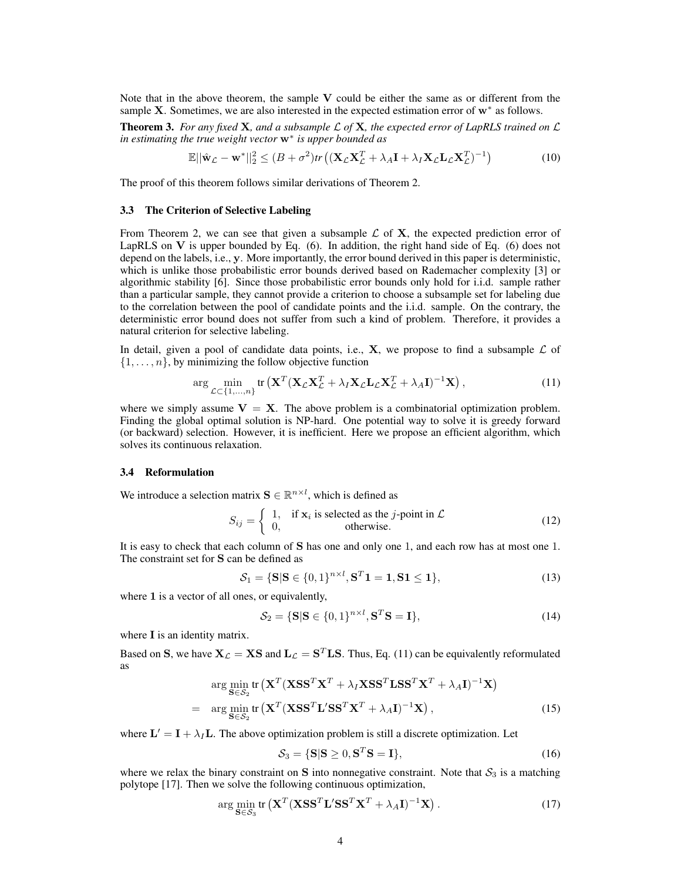Note that in the above theorem, the sample $\mathbf{V}$ could be either the same as or different from the sample $\mathbf{X}$. Sometimes, we are also interested in the expected estimation error of $\mathbf{w}^*$ as follows.

**Theorem 3.** *For any fixed $\mathbf{X}$, and a subsample $\mathcal{L}$ of $\mathbf{X}$, the expected error of LapRLS trained on $\mathcal{L}$ in estimating the true weight vector $\mathbf{w}^*$ is upper bounded as*

$$\mathbb{E}||\hat{\mathbf{w}}_{\mathcal{L}} - \mathbf{w}^*||_2^2 \leq (B + \sigma^2) tr\left((\mathbf{X}_{\mathcal{L}}\mathbf{X}_{\mathcal{L}}^T + \lambda_A \mathbf{I} + \lambda_I \mathbf{X}_{\mathcal{L}}\mathbf{L}_{\mathcal{L}}\mathbf{X}_{\mathcal{L}}^T)^{-1}\right) \tag{10}$$

The proof of this theorem follows similar derivations of Theorem 2.

### 3.3 The Criterion of Selective Labeling

From Theorem 2, we can see that given a subsample $\mathcal{L}$ of $\mathbf{X}$, the expected prediction error of LapRLS on $\mathbf{V}$ is upper bounded by Eq. (6). In addition, the right hand side of Eq. (6) does not depend on the labels, i.e., $\mathbf{y}$. More importantly, the error bound derived in this paper is deterministic, which is unlike those probabilistic error bounds derived based on Rademacher complexity [3] or algorithmic stability [6]. Since those probabilistic error bounds only hold for i.i.d. sample rather than a particular sample, they cannot provide a criterion to choose a subsample set for labeling due to the correlation between the pool of candidate points and the i.i.d. sample. On the contrary, the deterministic error bound does not suffer from such a kind of problem. Therefore, it provides a natural criterion for selective labeling.

In detail, given a pool of candidate data points, i.e., $\mathbf{X}$, we propose to find a subsample $\mathcal{L}$ of $\{1, \ldots, n\}$, by minimizing the follow objective function

$$\arg\min_{\mathcal{L} \subset \{1,\ldots,n\}} \text{tr}\left(\mathbf{X}^T(\mathbf{X}_{\mathcal{L}}\mathbf{X}_{\mathcal{L}}^T + \lambda_I \mathbf{X}_{\mathcal{L}}\mathbf{L}_{\mathcal{L}}\mathbf{X}_{\mathcal{L}}^T + \lambda_A \mathbf{I})^{-1}\mathbf{X}\right), \tag{11}$$

where we simply assume $\mathbf{V} = \mathbf{X}$. The above problem is a combinatorial optimization problem. Finding the global optimal solution is NP-hard. One potential way to solve it is greedy forward (or backward) selection. However, it is inefficient. Here we propose an efficient algorithm, which solves its continuous relaxation.

### 3.4 Reformulation

We introduce a selection matrix $\mathbf{S} \in \mathbb{R}^{n \times l}$, which is defined as

$$S_{ij} = \begin{cases} 1, & \text{if } \mathbf{x}_i \text{ is selected as the } j\text{-point in } \mathcal{L} \\ 0, & \text{otherwise.} \end{cases} \tag{12}$$

It is easy to check that each column of $\mathbf{S}$ has one and only one 1, and each row has at most one 1. The constraint set for $\mathbf{S}$ can be defined as

$$\mathcal{S}_1 = \{\mathbf{S} | \mathbf{S} \in \{0,1\}^{n \times l}, \mathbf{S}^T\mathbf{1} = \mathbf{1}, \mathbf{S}\mathbf{1} \leq \mathbf{1}\}, \tag{13}$$

where $\mathbf{1}$ is a vector of all ones, or equivalently,

$$\mathcal{S}_2 = \{\mathbf{S} | \mathbf{S} \in \{0,1\}^{n \times l}, \mathbf{S}^T\mathbf{S} = \mathbf{I}\}, \tag{14}$$

where $\mathbf{I}$ is an identity matrix.

Based on $\mathbf{S}$, we have $\mathbf{X}_{\mathcal{L}} = \mathbf{X}\mathbf{S}$ and $\mathbf{L}_{\mathcal{L}} = \mathbf{S}^T\mathbf{L}\mathbf{S}$. Thus, Eq. (11) can be equivalently reformulated as

$$\begin{aligned} & \arg\min_{\mathbf{S} \in \mathcal{S}_2} \text{tr}\left(\mathbf{X}^T(\mathbf{X}\mathbf{S}\mathbf{S}^T\mathbf{X}^T + \lambda_I \mathbf{X}\mathbf{S}\mathbf{S}^T\mathbf{L}\mathbf{S}\mathbf{S}^T\mathbf{X}^T + \lambda_A \mathbf{I})^{-1}\mathbf{X}\right) \\ = \quad & \arg\min_{\mathbf{S} \in \mathcal{S}_2} \text{tr}\left(\mathbf{X}^T(\mathbf{X}\mathbf{S}\mathbf{S}^T\mathbf{L}'\mathbf{S}\mathbf{S}^T\mathbf{X}^T + \lambda_A \mathbf{I})^{-1}\mathbf{X}\right), \end{aligned} \tag{15}$$

where $\mathbf{L}' = \mathbf{I} + \lambda_I \mathbf{L}$. The above optimization problem is still a discrete optimization. Let

$$\mathcal{S}_3 = \{\mathbf{S} | \mathbf{S} \geq 0, \mathbf{S}^T\mathbf{S} = \mathbf{I}\}, \tag{16}$$

where we relax the binary constraint on $\mathbf{S}$ into nonnegative constraint. Note that $\mathcal{S}_3$ is a matching polytope [17]. Then we solve the following continuous optimization,

$$\arg\min_{\mathbf{S} \in \mathcal{S}_3} \text{tr}\left(\mathbf{X}^T(\mathbf{X}\mathbf{S}\mathbf{S}^T\mathbf{L}'\mathbf{S}\mathbf{S}^T\mathbf{X}^T + \lambda_A \mathbf{I})^{-1}\mathbf{X}\right). \tag{17}$$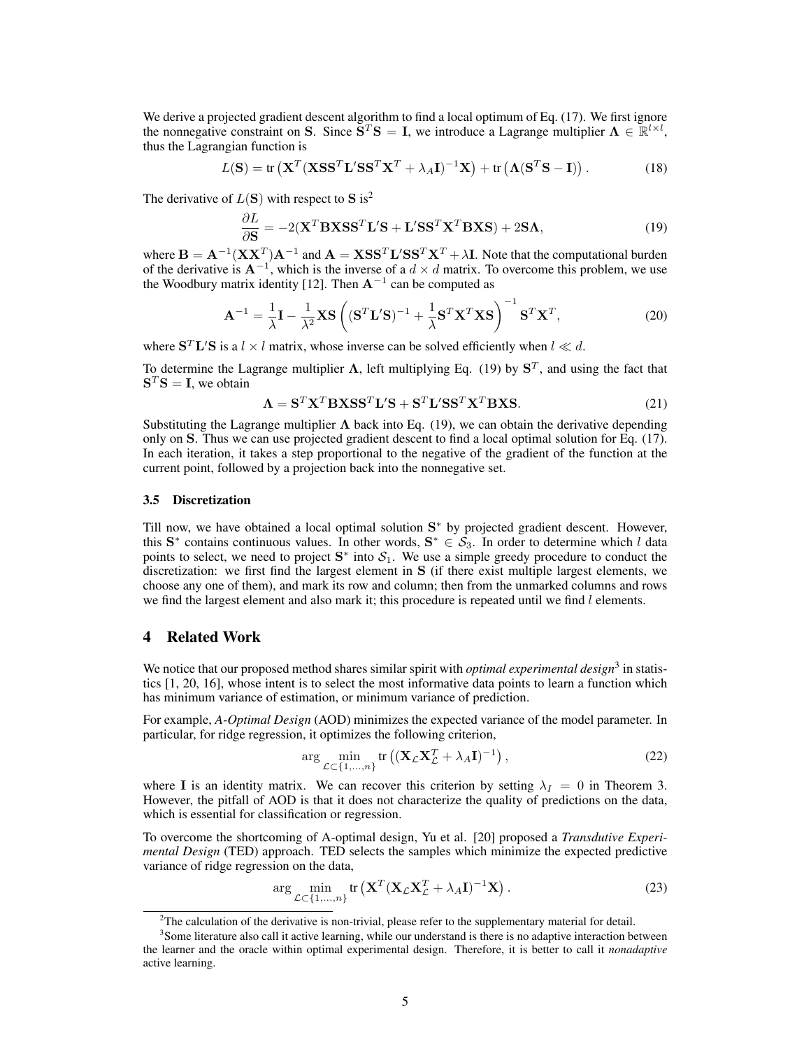We derive a projected gradient descent algorithm to find a local optimum of Eq. (17). We first ignore the nonnegative constraint on $\mathbf{S}$. Since $\mathbf{S}^T\mathbf{S} = \mathbf{I}$, we introduce a Lagrange multiplier $\mathbf{\Lambda} \in \mathbb{R}^{l\times l}$, thus the Lagrangian function is

$$L(\mathbf{S}) = \text{tr}\left(\mathbf{X}^T(\mathbf{X}\mathbf{S}\mathbf{S}^T\mathbf{L}'\mathbf{S}\mathbf{S}^T\mathbf{X}^T + \lambda_A\mathbf{I})^{-1}\mathbf{X}\right) + \text{tr}\left(\mathbf{\Lambda}(\mathbf{S}^T\mathbf{S} - \mathbf{I})\right). \tag{18}$$

The derivative of $L(\mathbf{S})$ with respect to $\mathbf{S}$ is[2]

$$\frac{\partial L}{\partial \mathbf{S}} = -2(\mathbf{X}^T\mathbf{B}\mathbf{X}\mathbf{S}\mathbf{S}^T\mathbf{L}'\mathbf{S} + \mathbf{L}'\mathbf{S}\mathbf{S}^T\mathbf{X}^T\mathbf{B}\mathbf{X}\mathbf{S}) + 2\mathbf{S}\mathbf{\Lambda}, \tag{19}$$

where $\mathbf{B} = \mathbf{A}^{-1}(\mathbf{X}\mathbf{X}^T)\mathbf{A}^{-1}$ and $\mathbf{A} = \mathbf{X}\mathbf{S}\mathbf{S}^T\mathbf{L}'\mathbf{S}\mathbf{S}^T\mathbf{X}^T + \lambda\mathbf{I}$. Note that the computational burden of the derivative is $\mathbf{A}^{-1}$, which is the inverse of a $d \times d$ matrix. To overcome this problem, we use the Woodbury matrix identity [12]. Then $\mathbf{A}^{-1}$ can be computed as

$$\mathbf{A}^{-1} = \frac{1}{\lambda}\mathbf{I} - \frac{1}{\lambda^2}\mathbf{X}\mathbf{S}\left((\mathbf{S}^T\mathbf{L}'\mathbf{S})^{-1} + \frac{1}{\lambda}\mathbf{S}^T\mathbf{X}^T\mathbf{X}\mathbf{S}\right)^{-1}\mathbf{S}^T\mathbf{X}^T, \tag{20}$$

where $\mathbf{S}^T\mathbf{L}'\mathbf{S}$ is a $l \times l$ matrix, whose inverse can be solved efficiently when $l \ll d$.

To determine the Lagrange multiplier $\mathbf{\Lambda}$, left multiplying Eq. (19) by $\mathbf{S}^T$, and using the fact that $\mathbf{S}^T\mathbf{S} = \mathbf{I}$, we obtain

$$\mathbf{\Lambda} = \mathbf{S}^T\mathbf{X}^T\mathbf{B}\mathbf{X}\mathbf{S}\mathbf{S}^T\mathbf{L}'\mathbf{S} + \mathbf{S}^T\mathbf{L}'\mathbf{S}\mathbf{S}^T\mathbf{X}^T\mathbf{B}\mathbf{X}\mathbf{S}. \tag{21}$$

Substituting the Lagrange multiplier $\mathbf{\Lambda}$ back into Eq. (19), we can obtain the derivative depending only on $\mathbf{S}$. Thus we can use projected gradient descent to find a local optimal solution for Eq. (17). In each iteration, it takes a step proportional to the negative of the gradient of the function at the current point, followed by a projection back into the nonnegative set.

### 3.5 Discretization

Till now, we have obtained a local optimal solution $\mathbf{S}^*$ by projected gradient descent. However, this $\mathbf{S}^*$ contains continuous values. In other words, $\mathbf{S}^* \in \mathcal{S}_3$. In order to determine which $l$ data points to select, we need to project $\mathbf{S}^*$ into $\mathcal{S}_1$. We use a simple greedy procedure to conduct the discretization: we first find the largest element in $\mathbf{S}$ (if there exist multiple largest elements, we choose any one of them), and mark its row and column; then from the unmarked columns and rows we find the largest element and also mark it; this procedure is repeated until we find $l$ elements.

## 4 Related Work

We notice that our proposed method shares similar spirit with *optimal experimental design*[3] in statistics [1, 20, 16], whose intent is to select the most informative data points to learn a function which has minimum variance of estimation, or minimum variance of prediction.

For example, *A-Optimal Design* (AOD) minimizes the expected variance of the model parameter. In particular, for ridge regression, it optimizes the following criterion,

$$\arg\min_{\mathcal{L}\subset\{1,\ldots,n\}} \text{tr}\left((\mathbf{X}_\mathcal{L}\mathbf{X}_\mathcal{L}^T + \lambda_A\mathbf{I})^{-1}\right), \tag{22}$$

where $\mathbf{I}$ is an identity matrix. We can recover this criterion by setting $\lambda_I = 0$ in Theorem 3. However, the pitfall of AOD is that it does not characterize the quality of predictions on the data, which is essential for classification or regression.

To overcome the shortcoming of A-optimal design, Yu et al. [20] proposed a *Transdutive Experimental Design* (TED) approach. TED selects the samples which minimize the expected predictive variance of ridge regression on the data,

$$\arg\min_{\mathcal{L}\subset\{1,\ldots,n\}} \text{tr}\left(\mathbf{X}^T(\mathbf{X}_\mathcal{L}\mathbf{X}_\mathcal{L}^T + \lambda_A\mathbf{I})^{-1}\mathbf{X}\right). \tag{23}$$

---

[2] The calculation of the derivative is non-trivial, please refer to the supplementary material for detail.

[3] Some literature also call it active learning, while our understand is there is no adaptive interaction between the learner and the oracle within optimal experimental design. Therefore, it is better to call it *nonadaptive* active learning.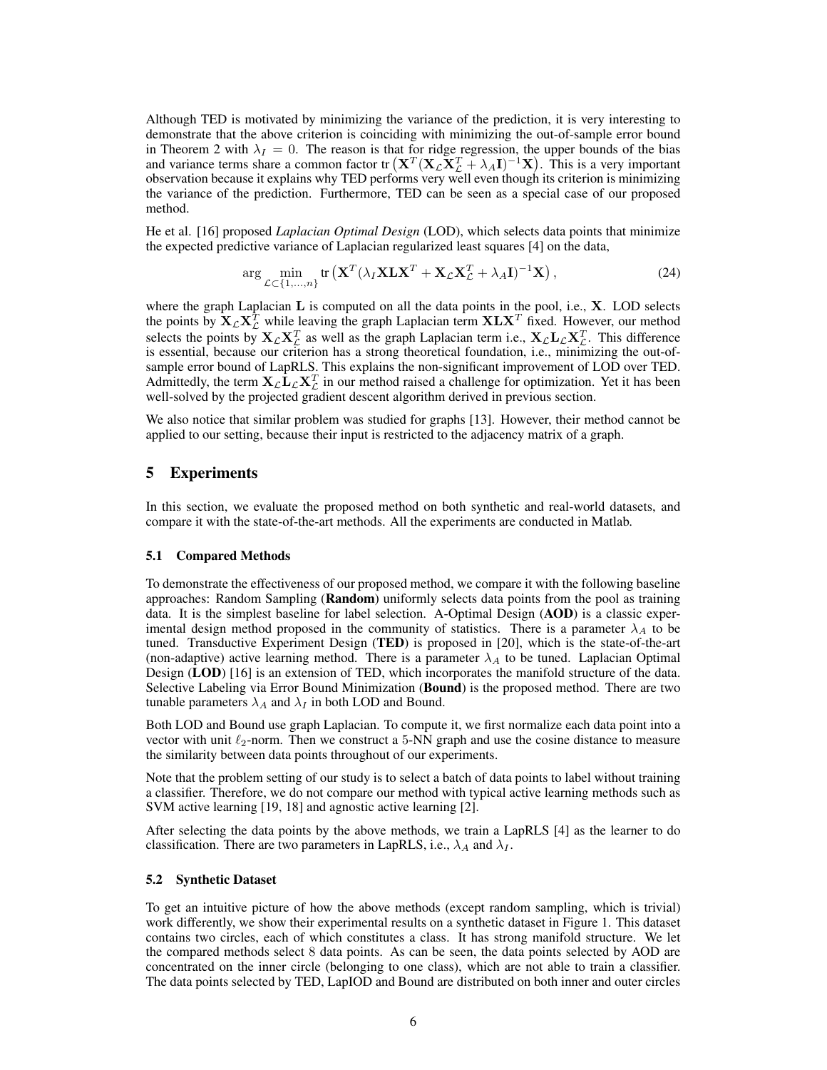Although TED is motivated by minimizing the variance of the prediction, it is very interesting to demonstrate that the above criterion is coinciding with minimizing the out-of-sample error bound in Theorem 2 with $\lambda_I = 0$. The reason is that for ridge regression, the upper bounds of the bias and variance terms share a common factor $\text{tr}\left(\mathbf{X}^T(\mathbf{X}_{\mathcal{L}}\mathbf{X}_{\mathcal{L}}^T + \lambda_A \mathbf{I})^{-1}\mathbf{X}\right)$. This is a very important observation because it explains why TED performs very well even though its criterion is minimizing the variance of the prediction. Furthermore, TED can be seen as a special case of our proposed method.

He et al. [16] proposed *Laplacian Optimal Design* (LOD), which selects data points that minimize the expected predictive variance of Laplacian regularized least squares [4] on the data,

$$\arg \min_{\mathcal{L} \subset \{1,\ldots,n\}} \text{tr}\left(\mathbf{X}^T(\lambda_I \mathbf{X}\mathbf{L}\mathbf{X}^T + \mathbf{X}_{\mathcal{L}}\mathbf{X}_{\mathcal{L}}^T + \lambda_A \mathbf{I})^{-1}\mathbf{X}\right), \tag{24}$$

where the graph Laplacian $\mathbf{L}$ is computed on all the data points in the pool, i.e., $\mathbf{X}$. LOD selects the points by $\mathbf{X}_{\mathcal{L}}\mathbf{X}_{\mathcal{L}}^T$ while leaving the graph Laplacian term $\mathbf{X}\mathbf{L}\mathbf{X}^T$ fixed. However, our method selects the points by $\mathbf{X}_{\mathcal{L}}\mathbf{X}_{\mathcal{L}}^T$ as well as the graph Laplacian term i.e., $\mathbf{X}_{\mathcal{L}}\mathbf{L}_{\mathcal{L}}\mathbf{X}_{\mathcal{L}}^T$. This difference is essential, because our criterion has a strong theoretical foundation, i.e., minimizing the out-of-sample error bound of LapRLS. This explains the non-significant improvement of LOD over TED. Admittedly, the term $\mathbf{X}_{\mathcal{L}}\mathbf{L}_{\mathcal{L}}\mathbf{X}_{\mathcal{L}}^T$ in our method raised a challenge for optimization. Yet it has been well-solved by the projected gradient descent algorithm derived in previous section.

We also notice that similar problem was studied for graphs [13]. However, their method cannot be applied to our setting, because their input is restricted to the adjacency matrix of a graph.

## 5 Experiments

In this section, we evaluate the proposed method on both synthetic and real-world datasets, and compare it with the state-of-the-art methods. All the experiments are conducted in Matlab.

### 5.1 Compared Methods

To demonstrate the effectiveness of our proposed method, we compare it with the following baseline approaches: Random Sampling (**Random**) uniformly selects data points from the pool as training data. It is the simplest baseline for label selection. A-Optimal Design (**AOD**) is a classic experimental design method proposed in the community of statistics. There is a parameter $\lambda_A$ to be tuned. Transductive Experiment Design (**TED**) is proposed in [20], which is the state-of-the-art (non-adaptive) active learning method. There is a parameter $\lambda_A$ to be tuned. Laplacian Optimal Design (**LOD**) [16] is an extension of TED, which incorporates the manifold structure of the data. Selective Labeling via Error Bound Minimization (**Bound**) is the proposed method. There are two tunable parameters $\lambda_A$ and $\lambda_I$ in both LOD and Bound.

Both LOD and Bound use graph Laplacian. To compute it, we first normalize each data point into a vector with unit $\ell_2$-norm. Then we construct a 5-NN graph and use the cosine distance to measure the similarity between data points throughout of our experiments.

Note that the problem setting of our study is to select a batch of data points to label without training a classifier. Therefore, we do not compare our method with typical active learning methods such as SVM active learning [19, 18] and agnostic active learning [2].

After selecting the data points by the above methods, we train a LapRLS [4] as the learner to do classification. There are two parameters in LapRLS, i.e., $\lambda_A$ and $\lambda_I$.

### 5.2 Synthetic Dataset

To get an intuitive picture of how the above methods (except random sampling, which is trivial) work differently, we show their experimental results on a synthetic dataset in Figure 1. This dataset contains two circles, each of which constitutes a class. It has strong manifold structure. We let the compared methods select 8 data points. As can be seen, the data points selected by AOD are concentrated on the inner circle (belonging to one class), which are not able to train a classifier. The data points selected by TED, LapIOD and Bound are distributed on both inner and outer circles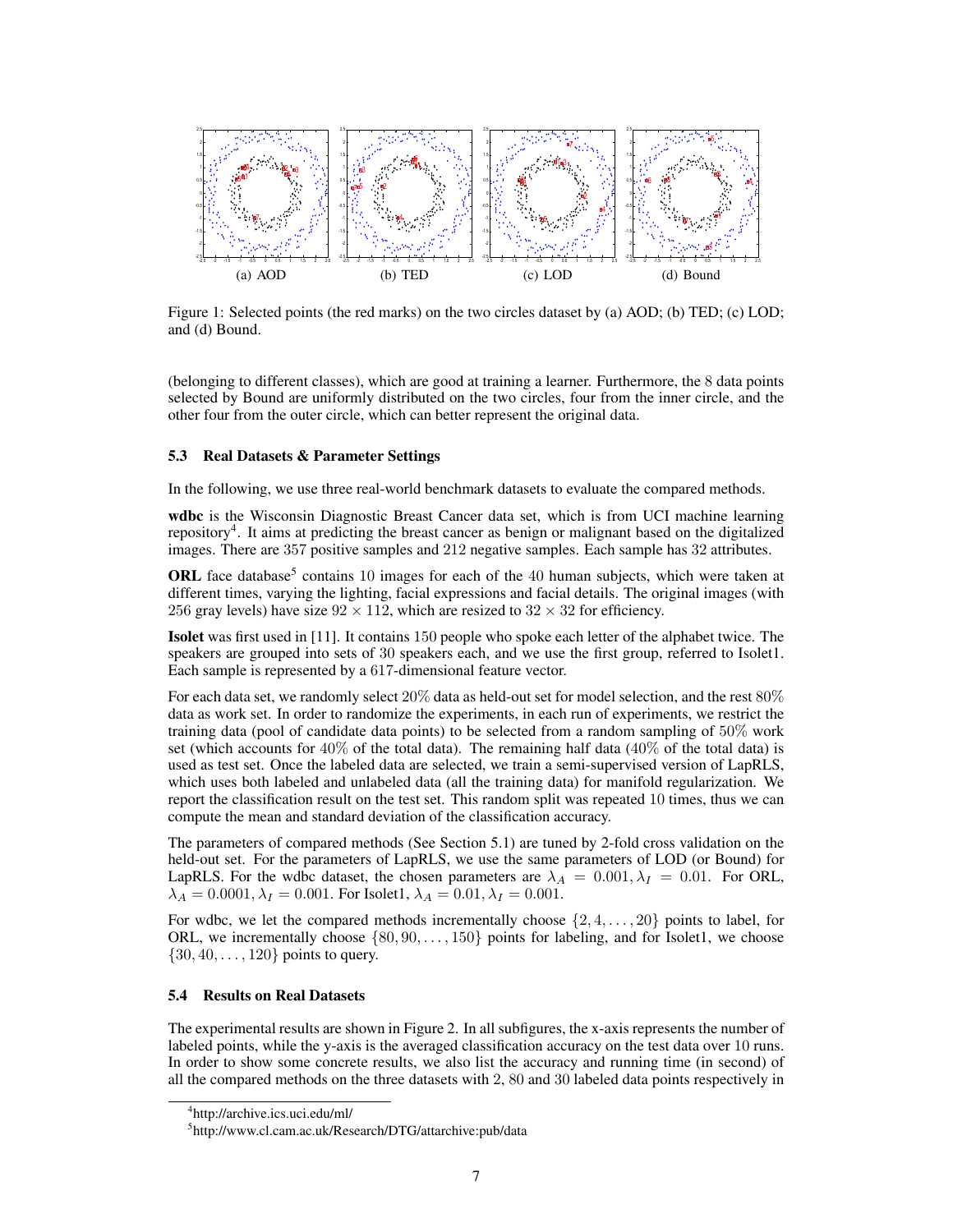(a) AOD (b) TED (c) LOD (d) Bound

Figure 1: Selected points (the red marks) on the two circles dataset by (a) AOD; (b) TED; (c) LOD; and (d) Bound.

(belonging to different classes), which are good at training a learner. Furthermore, the 8 data points selected by Bound are uniformly distributed on the two circles, four from the inner circle, and the other four from the outer circle, which can better represent the original data.

### 5.3 Real Datasets & Parameter Settings

In the following, we use three real-world benchmark datasets to evaluate the compared methods.

**wdbc** is the Wisconsin Diagnostic Breast Cancer data set, which is from UCI machine learning repository[4]. It aims at predicting the breast cancer as benign or malignant based on the digitalized images. There are 357 positive samples and 212 negative samples. Each sample has 32 attributes.

**ORL** face database[5] contains 10 images for each of the 40 human subjects, which were taken at different times, varying the lighting, facial expressions and facial details. The original images (with 256 gray levels) have size $92 \times 112$, which are resized to $32 \times 32$ for efficiency.

**Isolet** was first used in [11]. It contains 150 people who spoke each letter of the alphabet twice. The speakers are grouped into sets of 30 speakers each, and we use the first group, referred to Isolet1. Each sample is represented by a 617-dimensional feature vector.

For each data set, we randomly select 20% data as held-out set for model selection, and the rest 80% data as work set. In order to randomize the experiments, in each run of experiments, we restrict the training data (pool of candidate data points) to be selected from a random sampling of 50% work set (which accounts for 40% of the total data). The remaining half data (40% of the total data) is used as test set. Once the labeled data are selected, we train a semi-supervised version of LapRLS, which uses both labeled and unlabeled data (all the training data) for manifold regularization. We report the classification result on the test set. This random split was repeated 10 times, thus we can compute the mean and standard deviation of the classification accuracy.

The parameters of compared methods (See Section 5.1) are tuned by 2-fold cross validation on the held-out set. For the parameters of LapRLS, we use the same parameters of LOD (or Bound) for LapRLS. For the wdbc dataset, the chosen parameters are $\lambda_A = 0.001, \lambda_I = 0.01$. For ORL, $\lambda_A = 0.0001, \lambda_I = 0.001$. For Isolet1, $\lambda_A = 0.01, \lambda_I = 0.001$.

For wdbc, we let the compared methods incrementally choose $\{2, 4, \ldots, 20\}$ points to label, for ORL, we incrementally choose $\{80, 90, \ldots, 150\}$ points for labeling, and for Isolet1, we choose $\{30, 40, \ldots, 120\}$ points to query.

### 5.4 Results on Real Datasets

The experimental results are shown in Figure 2. In all subfigures, the x-axis represents the number of labeled points, while the y-axis is the averaged classification accuracy on the test data over 10 runs. In order to show some concrete results, we also list the accuracy and running time (in second) of all the compared methods on the three datasets with 2, 80 and 30 labeled data points respectively in

[4] http://archive.ics.uci.edu/ml/

[5] http://www.cl.cam.ac.uk/Research/DTG/attarchive:pub/data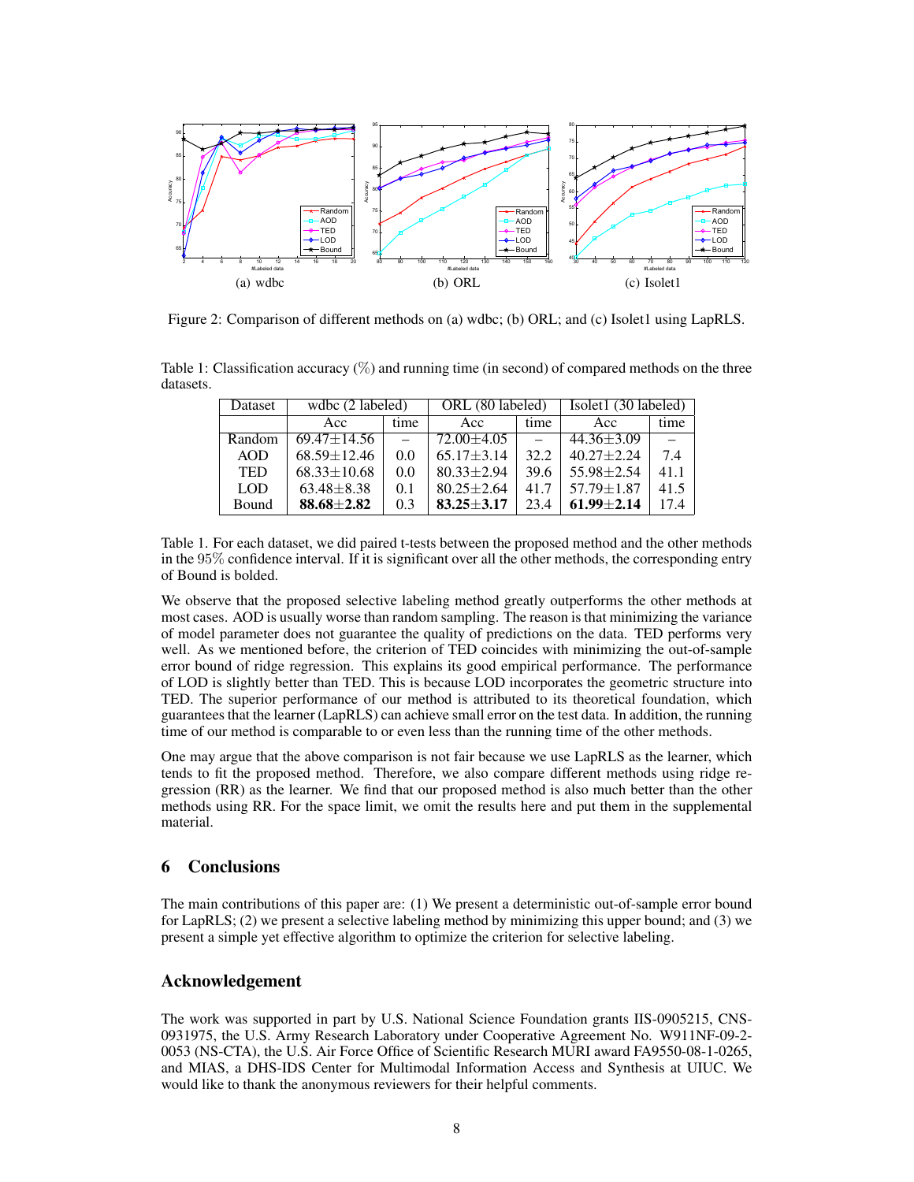(a) wdbc (b) ORL (c) Isolet1

Figure 2: Comparison of different methods on (a) wdbc; (b) ORL; and (c) Isolet1 using LapRLS.

Table 1: Classification accuracy (%) and running time (in second) of compared methods on the three datasets.

| Dataset | wdbc (2 labeled) | | ORL (80 labeled) | | Isolet1 (30 labeled) | |
|---|---|---|---|---|---|---|
| | Acc | time | Acc | time | Acc | time |
| Random | 69.47±14.56 | – | 72.00±4.05 | – | 44.36±3.09 | – |
| AOD | 68.59±12.46 | 0.0 | 65.17±3.14 | 32.2 | 40.27±2.24 | 7.4 |
| TED | 68.33±10.68 | 0.0 | 80.33±2.94 | 39.6 | 55.98±2.54 | 41.1 |
| LOD | 63.48±8.38 | 0.1 | 80.25±2.64 | 41.7 | 57.79±1.87 | 41.5 |
| Bound | **88.68±2.82** | 0.3 | **83.25±3.17** | 23.4 | **61.99±2.14** | 17.4 |

Table 1. For each dataset, we did paired t-tests between the proposed method and the other methods in the 95% confidence interval. If it is significant over all the other methods, the corresponding entry of Bound is bolded.

We observe that the proposed selective labeling method greatly outperforms the other methods at most cases. AOD is usually worse than random sampling. The reason is that minimizing the variance of model parameter does not guarantee the quality of predictions on the data. TED performs very well. As we mentioned before, the criterion of TED coincides with minimizing the out-of-sample error bound of ridge regression. This explains its good empirical performance. The performance of LOD is slightly better than TED. This is because LOD incorporates the geometric structure into TED. The superior performance of our method is attributed to its theoretical foundation, which guarantees that the learner (LapRLS) can achieve small error on the test data. In addition, the running time of our method is comparable to or even less than the running time of the other methods.

One may argue that the above comparison is not fair because we use LapRLS as the learner, which tends to fit the proposed method. Therefore, we also compare different methods using ridge regression (RR) as the learner. We find that our proposed method is also much better than the other methods using RR. For the space limit, we omit the results here and put them in the supplemental material.

## 6 Conclusions

The main contributions of this paper are: (1) We present a deterministic out-of-sample error bound for LapRLS; (2) we present a selective labeling method by minimizing this upper bound; and (3) we present a simple yet effective algorithm to optimize the criterion for selective labeling.

## Acknowledgement

The work was supported in part by U.S. National Science Foundation grants IIS-0905215, CNS-0931975, the U.S. Army Research Laboratory under Cooperative Agreement No. W911NF-09-2-0053 (NS-CTA), the U.S. Air Force Office of Scientific Research MURI award FA9550-08-1-0265, and MIAS, a DHS-IDS Center for Multimodal Information Access and Synthesis at UIUC. We would like to thank the anonymous reviewers for their helpful comments.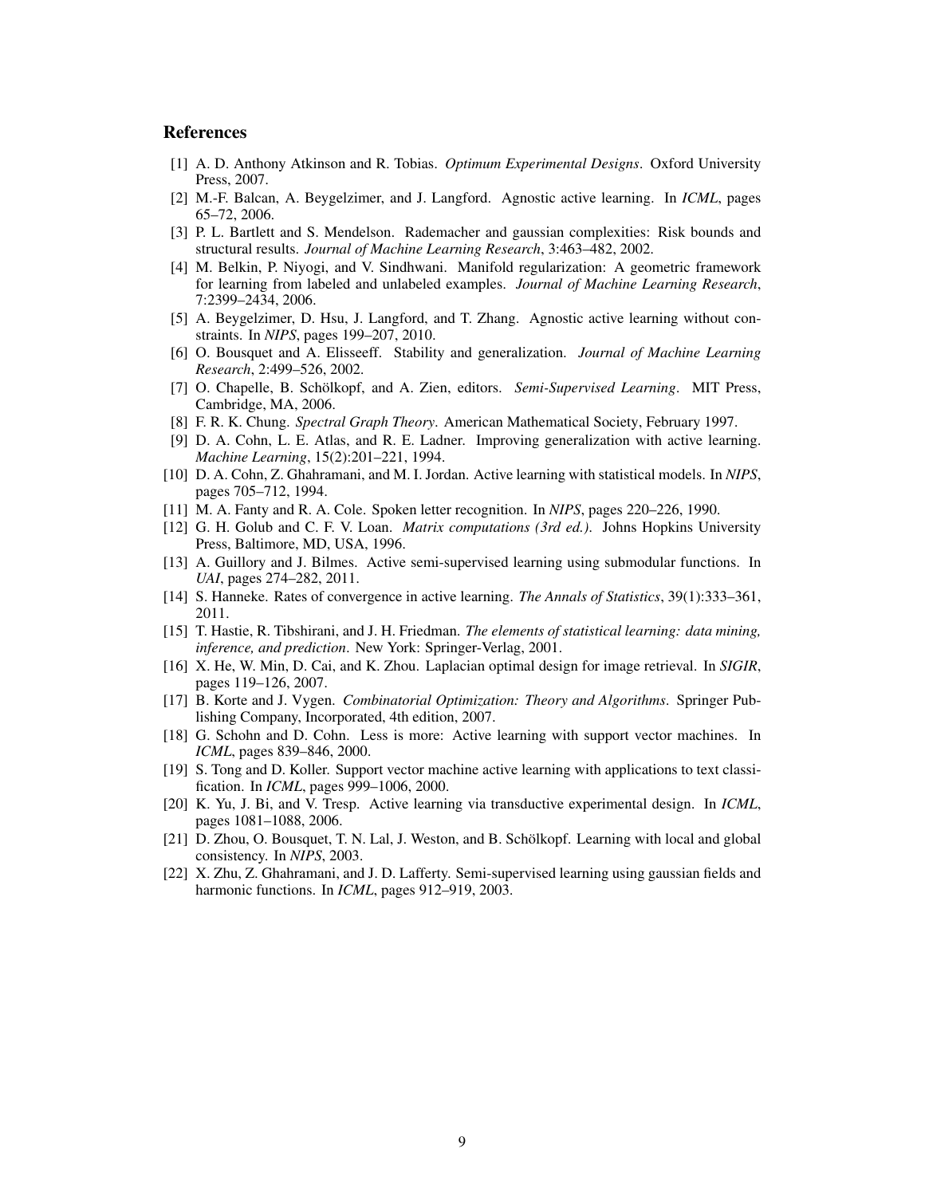## References

[1] A. D. Anthony Atkinson and R. Tobias. *Optimum Experimental Designs*. Oxford University Press, 2007.

[2] M.-F. Balcan, A. Beygelzimer, and J. Langford. Agnostic active learning. In *ICML*, pages 65–72, 2006.

[3] P. L. Bartlett and S. Mendelson. Rademacher and gaussian complexities: Risk bounds and structural results. *Journal of Machine Learning Research*, 3:463–482, 2002.

[4] M. Belkin, P. Niyogi, and V. Sindhwani. Manifold regularization: A geometric framework for learning from labeled and unlabeled examples. *Journal of Machine Learning Research*, 7:2399–2434, 2006.

[5] A. Beygelzimer, D. Hsu, J. Langford, and T. Zhang. Agnostic active learning without constraints. In *NIPS*, pages 199–207, 2010.

[6] O. Bousquet and A. Elisseeff. Stability and generalization. *Journal of Machine Learning Research*, 2:499–526, 2002.

[7] O. Chapelle, B. Schölkopf, and A. Zien, editors. *Semi-Supervised Learning*. MIT Press, Cambridge, MA, 2006.

[8] F. R. K. Chung. *Spectral Graph Theory*. American Mathematical Society, February 1997.

[9] D. A. Cohn, L. E. Atlas, and R. E. Ladner. Improving generalization with active learning. *Machine Learning*, 15(2):201–221, 1994.

[10] D. A. Cohn, Z. Ghahramani, and M. I. Jordan. Active learning with statistical models. In *NIPS*, pages 705–712, 1994.

[11] M. A. Fanty and R. A. Cole. Spoken letter recognition. In *NIPS*, pages 220–226, 1990.

[12] G. H. Golub and C. F. V. Loan. *Matrix computations (3rd ed.)*. Johns Hopkins University Press, Baltimore, MD, USA, 1996.

[13] A. Guillory and J. Bilmes. Active semi-supervised learning using submodular functions. In *UAI*, pages 274–282, 2011.

[14] S. Hanneke. Rates of convergence in active learning. *The Annals of Statistics*, 39(1):333–361, 2011.

[15] T. Hastie, R. Tibshirani, and J. H. Friedman. *The elements of statistical learning: data mining, inference, and prediction*. New York: Springer-Verlag, 2001.

[16] X. He, W. Min, D. Cai, and K. Zhou. Laplacian optimal design for image retrieval. In *SIGIR*, pages 119–126, 2007.

[17] B. Korte and J. Vygen. *Combinatorial Optimization: Theory and Algorithms*. Springer Publishing Company, Incorporated, 4th edition, 2007.

[18] G. Schohn and D. Cohn. Less is more: Active learning with support vector machines. In *ICML*, pages 839–846, 2000.

[19] S. Tong and D. Koller. Support vector machine active learning with applications to text classification. In *ICML*, pages 999–1006, 2000.

[20] K. Yu, J. Bi, and V. Tresp. Active learning via transductive experimental design. In *ICML*, pages 1081–1088, 2006.

[21] D. Zhou, O. Bousquet, T. N. Lal, J. Weston, and B. Schölkopf. Learning with local and global consistency. In *NIPS*, 2003.

[22] X. Zhu, Z. Ghahramani, and J. D. Lafferty. Semi-supervised learning using gaussian fields and harmonic functions. In *ICML*, pages 912–919, 2003.